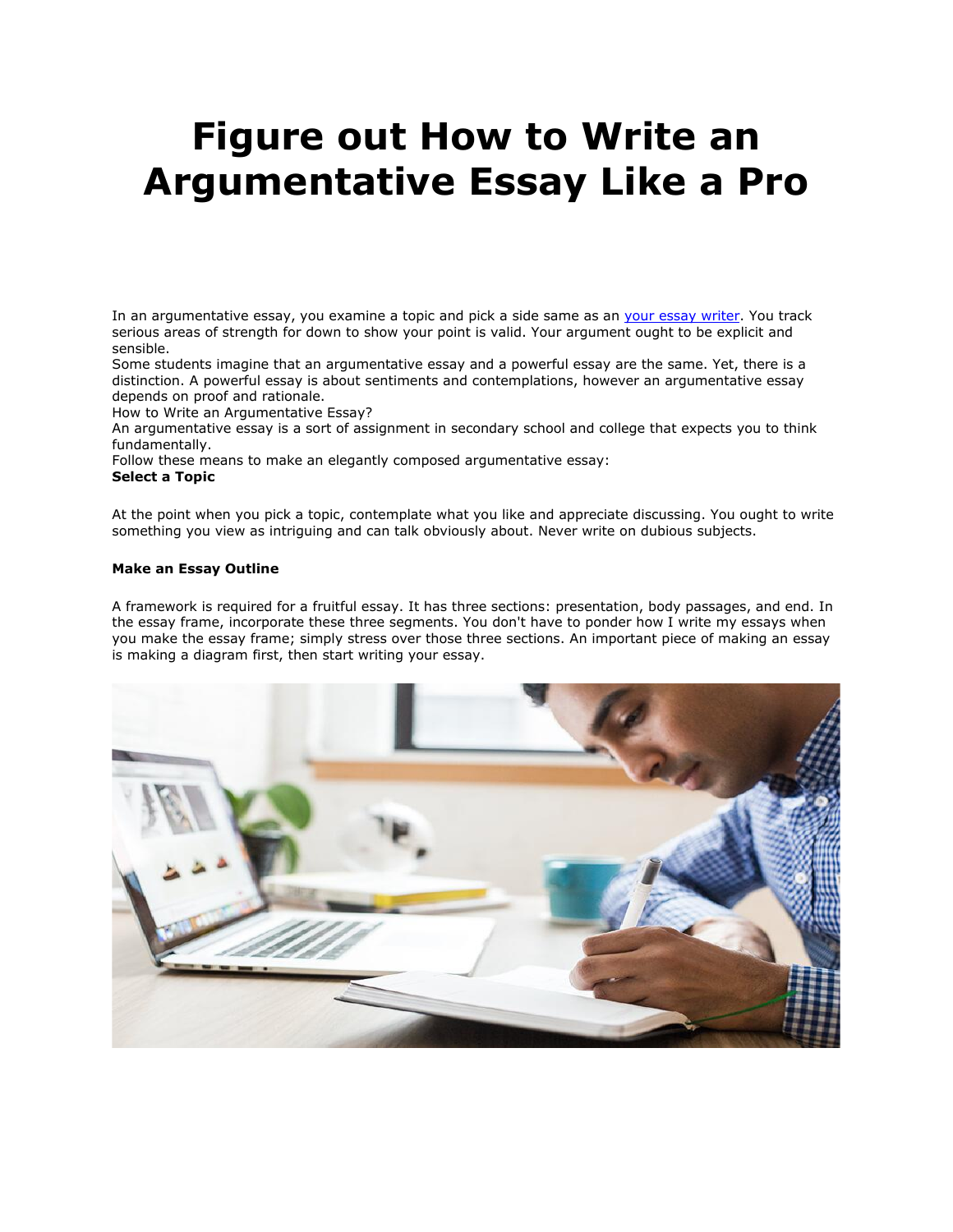# Figure out How to Write an Argumentative Essay Like a Pro

In an argumentative essay, you examine a topic and pick a side same as an [your essay writer](). You track serious areas of strength for down to show your point is valid. Your argument ought to be explicit and sensible.

Some students imagine that an argumentative essay and a powerful essay are the same. Yet, there is a distinction. A powerful essay is about sentiments and contemplations, however an argumentative essay depends on proof and rationale.

How to Write an Argumentative Essay?

An argumentative essay is a sort of assignment in secondary school and college that expects you to think fundamentally.

Follow these means to make an elegantly composed argumentative essay:

**Select a Topic**

At the point when you pick a topic, contemplate what you like and appreciate discussing. You ought to write something you view as intriguing and can talk obviously about. Never write on dubious subjects.

**Make an Essay Outline**

A framework is required for a fruitful essay. It has three sections: presentation, body passages, and end. In the essay frame, incorporate these three segments. You don't have to ponder how I write my essays when you make the essay frame; simply stress over those three sections. An important piece of making an essay is making a diagram first, then start writing your essay.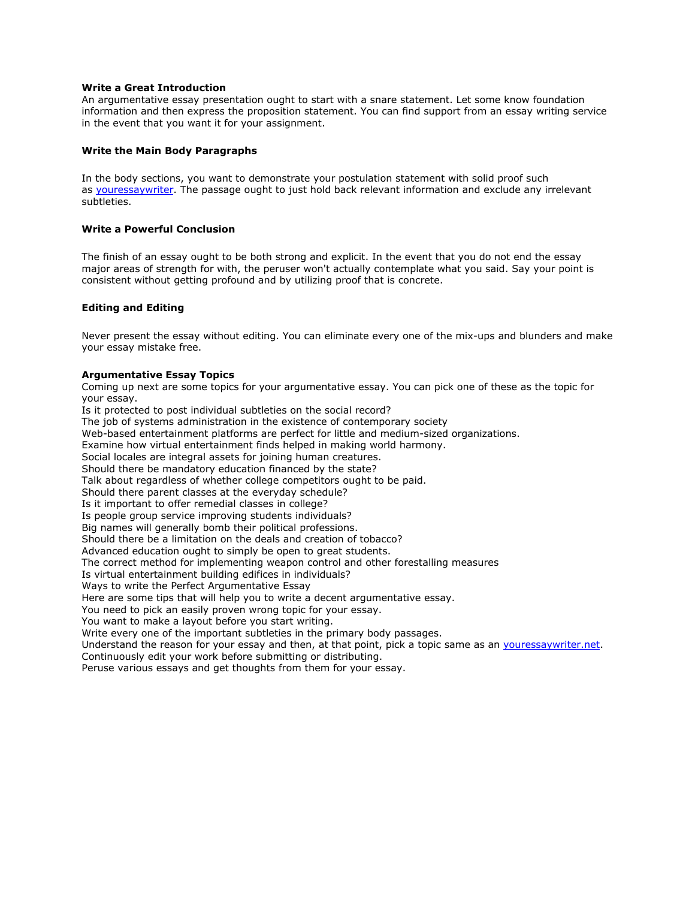### Write a Great Introduction

An argumentative essay presentation ought to start with a snare statement. Let some know foundation information and then express the proposition statement. You can find support from an essay writing service in the event that you want it for your assignment.

### Write the Main Body Paragraphs

In the body sections, you want to demonstrate your postulation statement with solid proof such as [youressaywriter](). The passage ought to just hold back relevant information and exclude any irrelevant subtleties.

### Write a Powerful Conclusion

The finish of an essay ought to be both strong and explicit. In the event that you do not end the essay major areas of strength for with, the peruser won't actually contemplate what you said. Say your point is consistent without getting profound and by utilizing proof that is concrete.

### Editing and Editing

Never present the essay without editing. You can eliminate every one of the mix-ups and blunders and make your essay mistake free.

### Argumentative Essay Topics

Coming up next are some topics for your argumentative essay. You can pick one of these as the topic for your essay.

Is it protected to post individual subtleties on the social record?
The job of systems administration in the existence of contemporary society
Web-based entertainment platforms are perfect for little and medium-sized organizations.
Examine how virtual entertainment finds helped in making world harmony.
Social locales are integral assets for joining human creatures.
Should there be mandatory education financed by the state?
Talk about regardless of whether college competitors ought to be paid.
Should there parent classes at the everyday schedule?
Is it important to offer remedial classes in college?
Is people group service improving students individuals?
Big names will generally bomb their political professions.
Should there be a limitation on the deals and creation of tobacco?
Advanced education ought to simply be open to great students.
The correct method for implementing weapon control and other forestalling measures
Is virtual entertainment building edifices in individuals?
Ways to write the Perfect Argumentative Essay
Here are some tips that will help you to write a decent argumentative essay.
You need to pick an easily proven wrong topic for your essay.
You want to make a layout before you start writing.
Write every one of the important subtleties in the primary body passages.
Understand the reason for your essay and then, at that point, pick a topic same as an [youressaywriter.net]().
Continuously edit your work before submitting or distributing.
Peruse various essays and get thoughts from them for your essay.